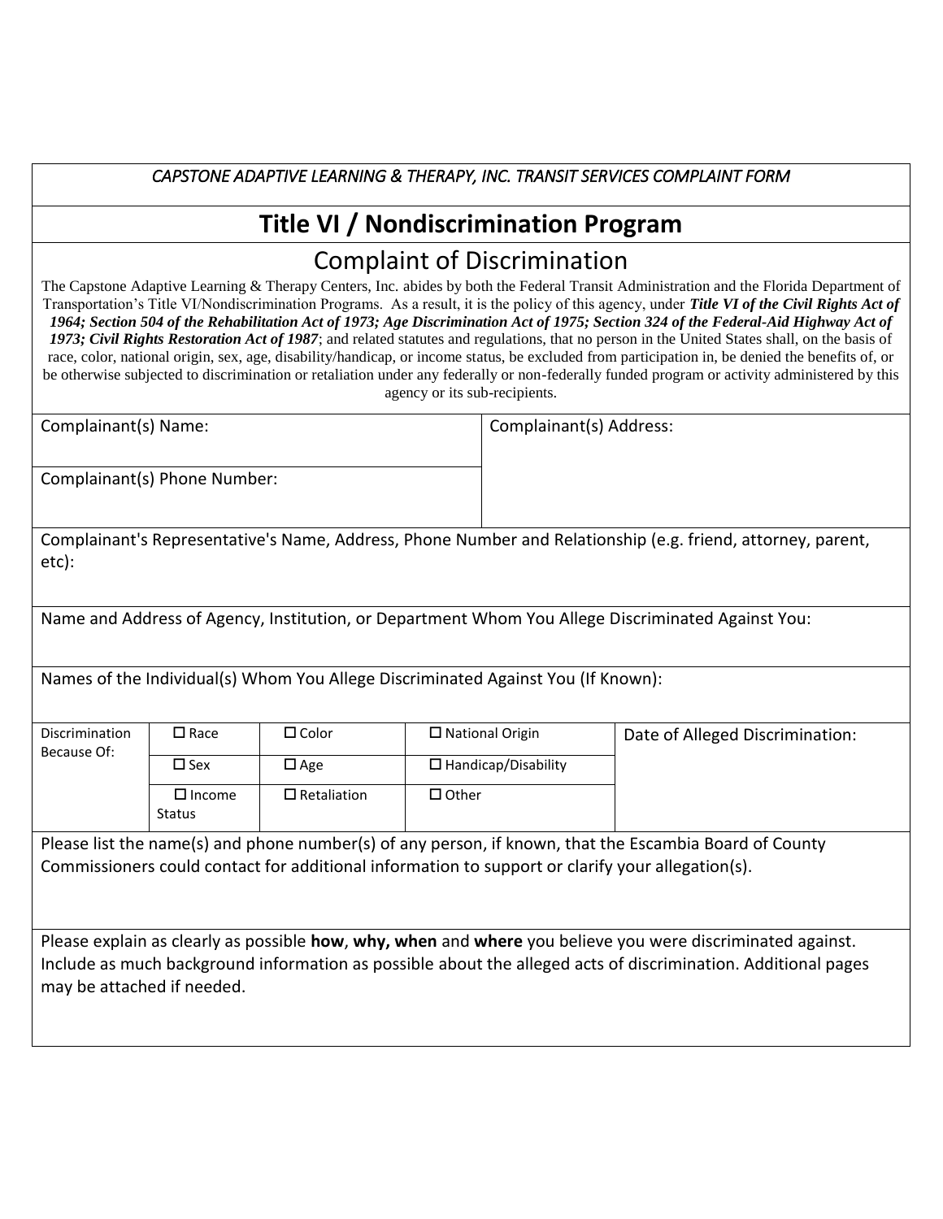*CAPSTONE ADAPTIVE LEARNING & THERAPY, INC. TRANSIT SERVICES COMPLAINT FORM*

# Title VI / Nondiscrimination Program

## Complaint of Discrimination

The Capstone Adaptive Learning & Therapy Centers, Inc. abides by both the Federal Transit Administration and the Florida Department of Transportation's Title VI/Nondiscrimination Programs. As a result, it is the policy of this agency, under ***Title VI of the Civil Rights Act of 1964; Section 504 of the Rehabilitation Act of 1973; Age Discrimination Act of 1975; Section 324 of the Federal-Aid Highway Act of 1973; Civil Rights Restoration Act of 1987***; and related statutes and regulations, that no person in the United States shall, on the basis of race, color, national origin, sex, age, disability/handicap, or income status, be excluded from participation in, be denied the benefits of, or be otherwise subjected to discrimination or retaliation under any federally or non-federally funded program or activity administered by this agency or its sub-recipients.

| Complainant(s) Name: | Complainant(s) Address: |
|---|---|
| Complainant(s) Phone Number: | |

Complainant's Representative's Name, Address, Phone Number and Relationship (e.g. friend, attorney, parent, etc):

Name and Address of Agency, Institution, or Department Whom You Allege Discriminated Against You:

Names of the Individual(s) Whom You Allege Discriminated Against You (If Known):

| Discrimination Because Of: | ☐ Race | ☐ Color | ☐ National Origin | Date of Alleged Discrimination: |
|---|---|---|---|---|
| | ☐ Sex | ☐ Age | ☐ Handicap/Disability | |
| | ☐ Income Status | ☐ Retaliation | ☐ Other | |

Please list the name(s) and phone number(s) of any person, if known, that the Escambia Board of County Commissioners could contact for additional information to support or clarify your allegation(s).

Please explain as clearly as possible **how**, **why, when** and **where** you believe you were discriminated against. Include as much background information as possible about the alleged acts of discrimination. Additional pages may be attached if needed.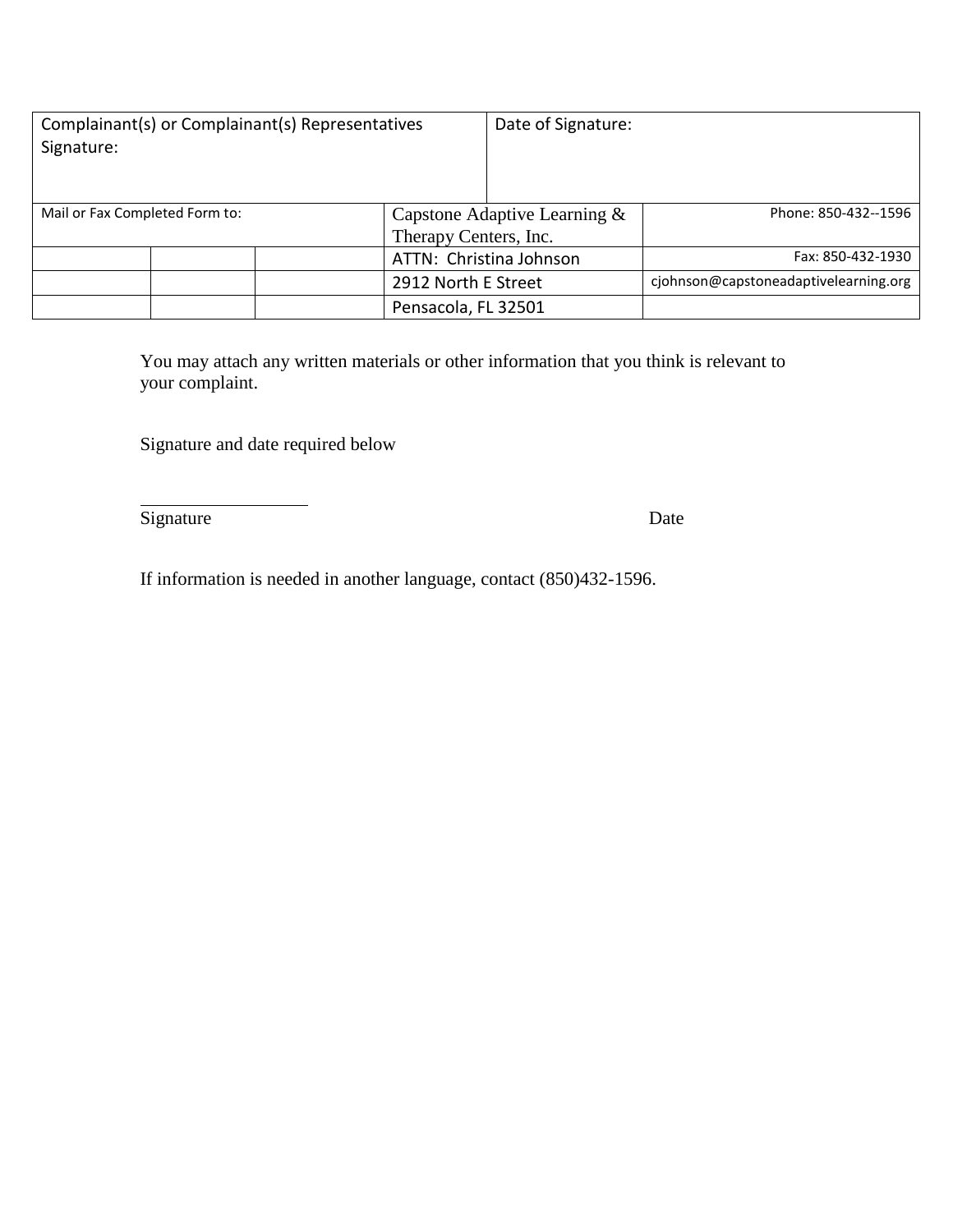| Complainant(s) or Complainant(s) Representatives Signature: | Date of Signature: |
|---|---|
| | |

| Mail or Fax Completed Form to: | | | Capstone Adaptive Learning & Therapy Centers, Inc. | Phone: 850-432--1596 |
|---|---|---|---|---|
| | | | ATTN: Christina Johnson | Fax: 850-432-1930 |
| | | | 2912 North E Street | cjohnson@capstoneadaptivelearning.org |
| | | | Pensacola, FL 32501 | |

You may attach any written materials or other information that you think is relevant to your complaint.

Signature and date required below

\_\_\_\_\_\_\_\_\_\_\_\_\_\_\_\_\_\_\_\_

Signature                                                                 Date

If information is needed in another language, contact (850)432-1596.